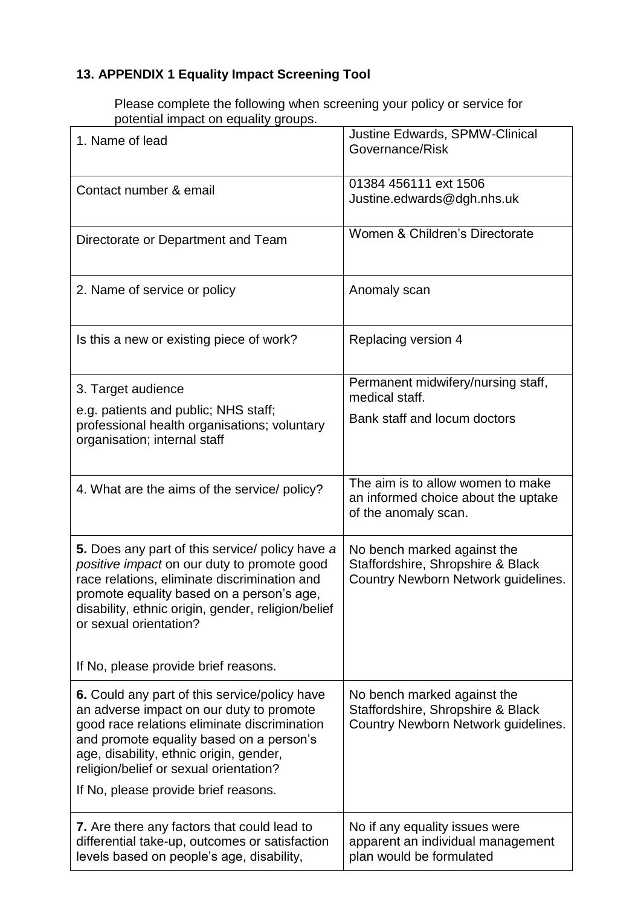**13. APPENDIX 1 Equality Impact Screening Tool**

Please complete the following when screening your policy or service for potential impact on equality groups.

| | |
|---|---|
| 1. Name of lead | Justine Edwards, SPMW-Clinical Governance/Risk |
| Contact number & email | 01384 456111 ext 1506<br>Justine.edwards@dgh.nhs.uk |
| Directorate or Department and Team | Women & Children's Directorate |
| 2. Name of service or policy | Anomaly scan |
| Is this a new or existing piece of work? | Replacing version 4 |
| 3. Target audience<br>e.g. patients and public; NHS staff; professional health organisations; voluntary organisation; internal staff | Permanent midwifery/nursing staff, medical staff.<br>Bank staff and locum doctors |
| 4. What are the aims of the service/ policy? | The aim is to allow women to make an informed choice about the uptake of the anomaly scan. |
| **5.** Does any part of this service/ policy have *a positive impact* on our duty to promote good race relations, eliminate discrimination and promote equality based on a person's age, disability, ethnic origin, gender, religion/belief or sexual orientation?<br><br>If No, please provide brief reasons. | No bench marked against the Staffordshire, Shropshire & Black Country Newborn Network guidelines. |
| **6.** Could any part of this service/policy have an adverse impact on our duty to promote good race relations eliminate discrimination and promote equality based on a person's age, disability, ethnic origin, gender, religion/belief or sexual orientation?<br>If No, please provide brief reasons. | No bench marked against the Staffordshire, Shropshire & Black Country Newborn Network guidelines. |
| **7.** Are there any factors that could lead to differential take-up, outcomes or satisfaction levels based on people's age, disability, | No if any equality issues were apparent an individual management plan would be formulated |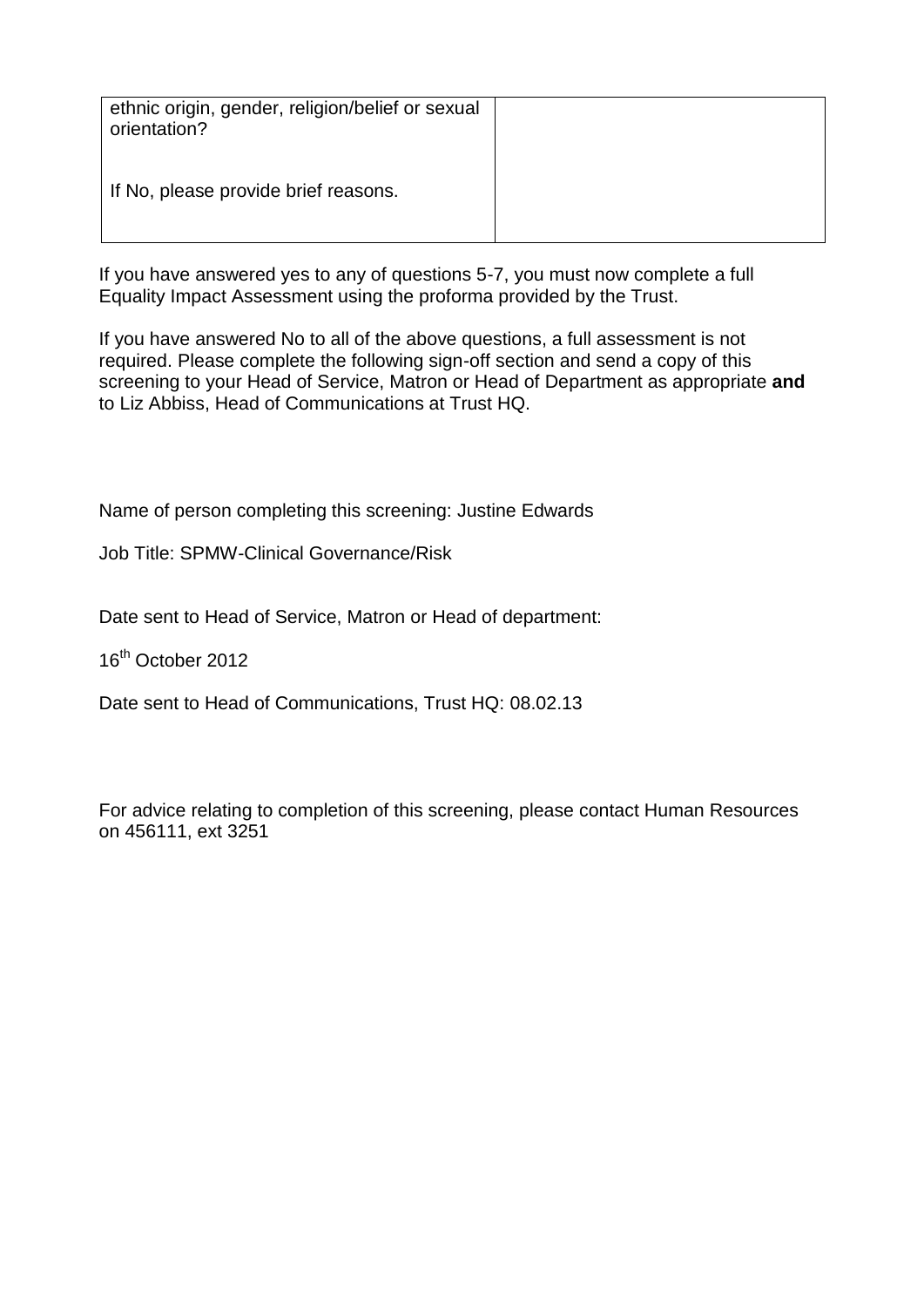| | |
|---|---|
| ethnic origin, gender, religion/belief or sexual orientation?<br><br>If No, please provide brief reasons. | |

If you have answered yes to any of questions 5-7, you must now complete a full Equality Impact Assessment using the proforma provided by the Trust.

If you have answered No to all of the above questions, a full assessment is not required. Please complete the following sign-off section and send a copy of this screening to your Head of Service, Matron or Head of Department as appropriate **and** to Liz Abbiss, Head of Communications at Trust HQ.

Name of person completing this screening: Justine Edwards

Job Title: SPMW-Clinical Governance/Risk

Date sent to Head of Service, Matron or Head of department:

16th October 2012

Date sent to Head of Communications, Trust HQ: 08.02.13

For advice relating to completion of this screening, please contact Human Resources on 456111, ext 3251